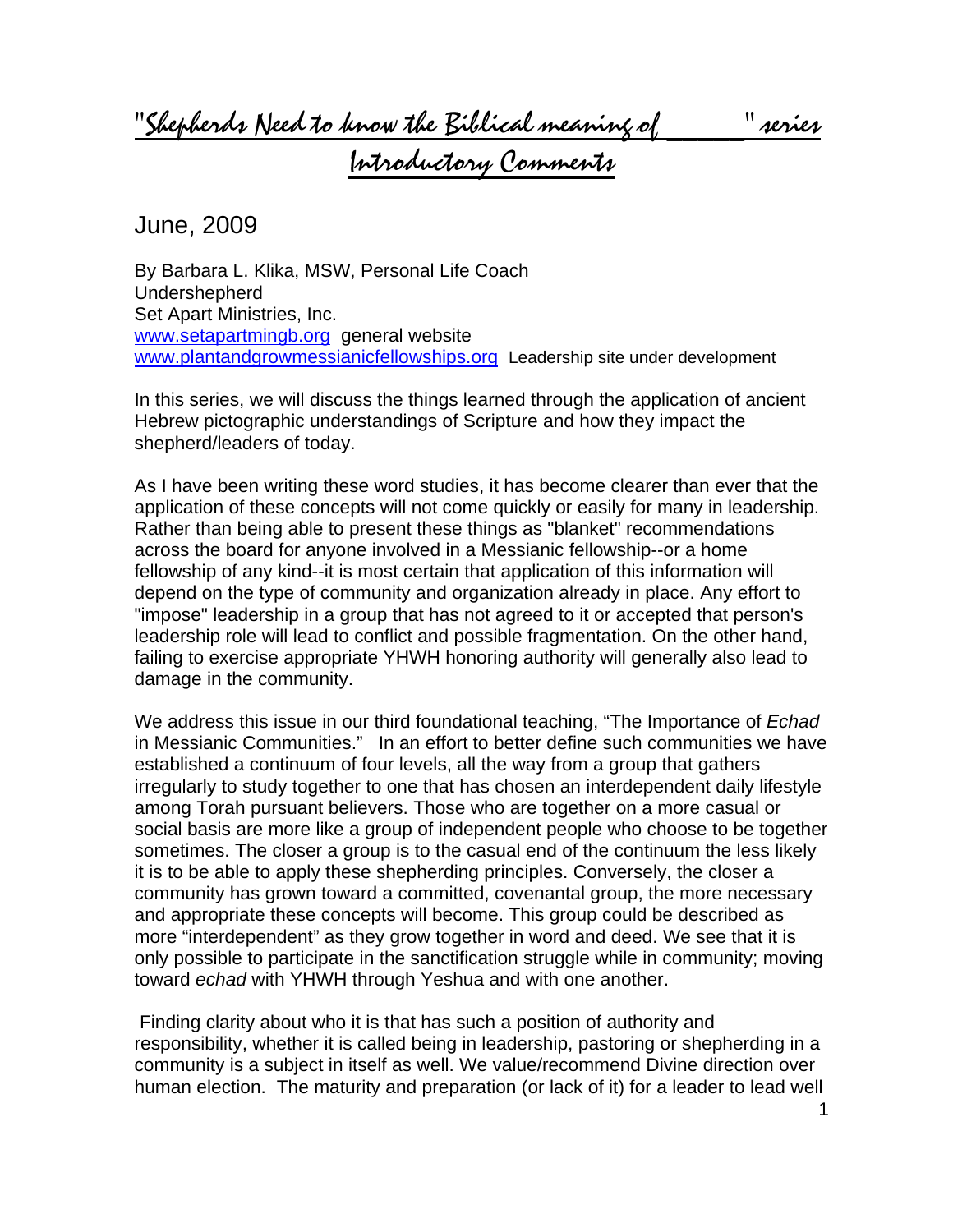# "Shepherds Need to know the Biblical meaning of ______" series

## Introductory Comments

June, 2009

By Barbara L. Klika, MSW, Personal Life Coach
Undershepherd
Set Apart Ministries, Inc.
www.setapartmingb.org general website
www.plantandgrowmessianicfellowships.org Leadership site under development

In this series, we will discuss the things learned through the application of ancient Hebrew pictographic understandings of Scripture and how they impact the shepherd/leaders of today.

As I have been writing these word studies, it has become clearer than ever that the application of these concepts will not come quickly or easily for many in leadership. Rather than being able to present these things as "blanket" recommendations across the board for anyone involved in a Messianic fellowship--or a home fellowship of any kind--it is most certain that application of this information will depend on the type of community and organization already in place. Any effort to "impose" leadership in a group that has not agreed to it or accepted that person's leadership role will lead to conflict and possible fragmentation. On the other hand, failing to exercise appropriate YHWH honoring authority will generally also lead to damage in the community.

We address this issue in our third foundational teaching, "The Importance of *Echad* in Messianic Communities." In an effort to better define such communities we have established a continuum of four levels, all the way from a group that gathers irregularly to study together to one that has chosen an interdependent daily lifestyle among Torah pursuant believers. Those who are together on a more casual or social basis are more like a group of independent people who choose to be together sometimes. The closer a group is to the casual end of the continuum the less likely it is to be able to apply these shepherding principles. Conversely, the closer a community has grown toward a committed, covenantal group, the more necessary and appropriate these concepts will become. This group could be described as more "interdependent" as they grow together in word and deed. We see that it is only possible to participate in the sanctification struggle while in community; moving toward *echad* with YHWH through Yeshua and with one another.

Finding clarity about who it is that has such a position of authority and responsibility, whether it is called being in leadership, pastoring or shepherding in a community is a subject in itself as well. We value/recommend Divine direction over human election. The maturity and preparation (or lack of it) for a leader to lead well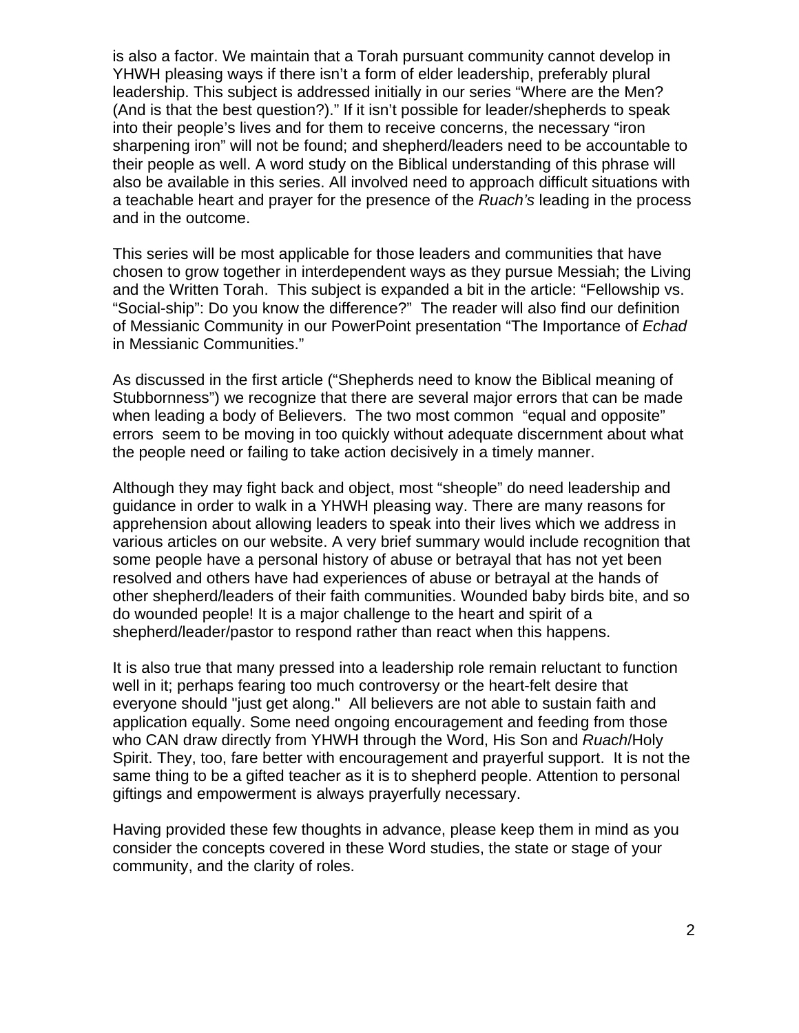is also a factor. We maintain that a Torah pursuant community cannot develop in YHWH pleasing ways if there isn't a form of elder leadership, preferably plural leadership. This subject is addressed initially in our series "Where are the Men? (And is that the best question?)." If it isn't possible for leader/shepherds to speak into their people's lives and for them to receive concerns, the necessary "iron sharpening iron" will not be found; and shepherd/leaders need to be accountable to their people as well. A word study on the Biblical understanding of this phrase will also be available in this series. All involved need to approach difficult situations with a teachable heart and prayer for the presence of the *Ruach's* leading in the process and in the outcome.

This series will be most applicable for those leaders and communities that have chosen to grow together in interdependent ways as they pursue Messiah; the Living and the Written Torah. This subject is expanded a bit in the article: "Fellowship vs. "Social-ship": Do you know the difference?" The reader will also find our definition of Messianic Community in our PowerPoint presentation "The Importance of *Echad* in Messianic Communities."

As discussed in the first article ("Shepherds need to know the Biblical meaning of Stubbornness") we recognize that there are several major errors that can be made when leading a body of Believers. The two most common "equal and opposite" errors seem to be moving in too quickly without adequate discernment about what the people need or failing to take action decisively in a timely manner.

Although they may fight back and object, most "sheople" do need leadership and guidance in order to walk in a YHWH pleasing way. There are many reasons for apprehension about allowing leaders to speak into their lives which we address in various articles on our website. A very brief summary would include recognition that some people have a personal history of abuse or betrayal that has not yet been resolved and others have had experiences of abuse or betrayal at the hands of other shepherd/leaders of their faith communities. Wounded baby birds bite, and so do wounded people! It is a major challenge to the heart and spirit of a shepherd/leader/pastor to respond rather than react when this happens.

It is also true that many pressed into a leadership role remain reluctant to function well in it; perhaps fearing too much controversy or the heart-felt desire that everyone should "just get along." All believers are not able to sustain faith and application equally. Some need ongoing encouragement and feeding from those who CAN draw directly from YHWH through the Word, His Son and *Ruach*/Holy Spirit. They, too, fare better with encouragement and prayerful support. It is not the same thing to be a gifted teacher as it is to shepherd people. Attention to personal giftings and empowerment is always prayerfully necessary.

Having provided these few thoughts in advance, please keep them in mind as you consider the concepts covered in these Word studies, the state or stage of your community, and the clarity of roles.